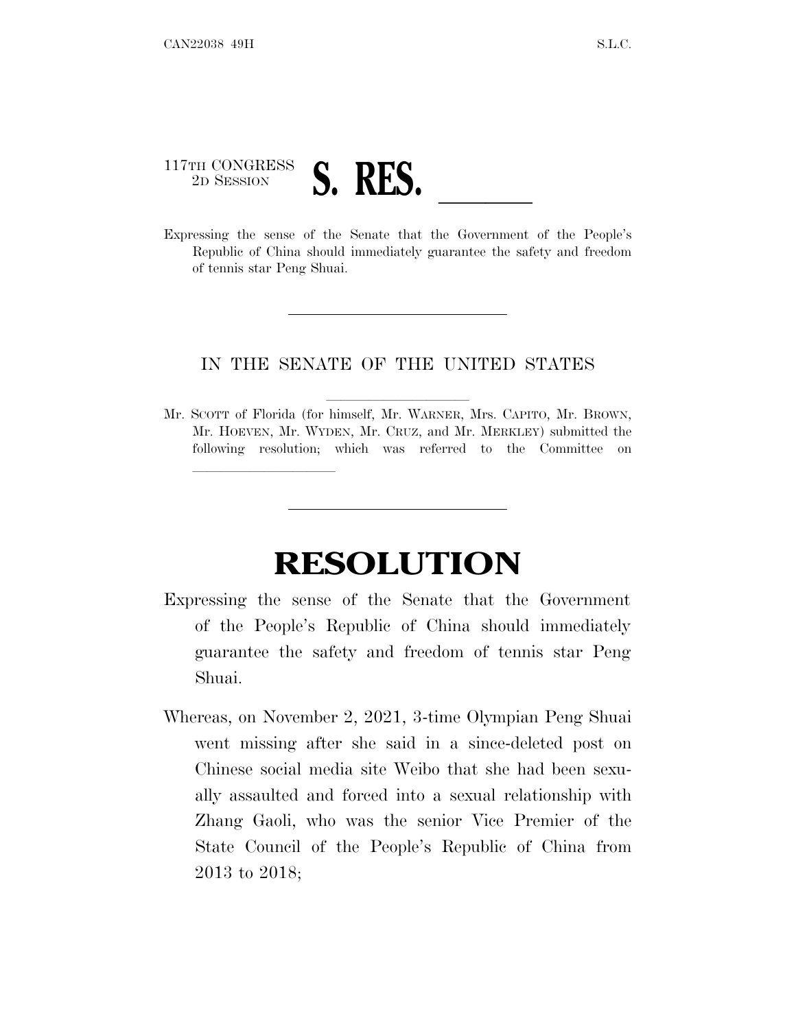117TH CONGRESS
2D SESSION

# S. RES. \_\_\_\_\_\_

Expressing the sense of the Senate that the Government of the People's Republic of China should immediately guarantee the safety and freedom of tennis star Peng Shuai.

IN THE SENATE OF THE UNITED STATES

Mr. SCOTT of Florida (for himself, Mr. WARNER, Mrs. CAPITO, Mr. BROWN, Mr. HOEVEN, Mr. WYDEN, Mr. CRUZ, and Mr. MERKLEY) submitted the following resolution; which was referred to the Committee on \_\_\_\_\_\_

# RESOLUTION

Expressing the sense of the Senate that the Government of the People's Republic of China should immediately guarantee the safety and freedom of tennis star Peng Shuai.

Whereas, on November 2, 2021, 3-time Olympian Peng Shuai went missing after she said in a since-deleted post on Chinese social media site Weibo that she had been sexually assaulted and forced into a sexual relationship with Zhang Gaoli, who was the senior Vice Premier of the State Council of the People's Republic of China from 2013 to 2018;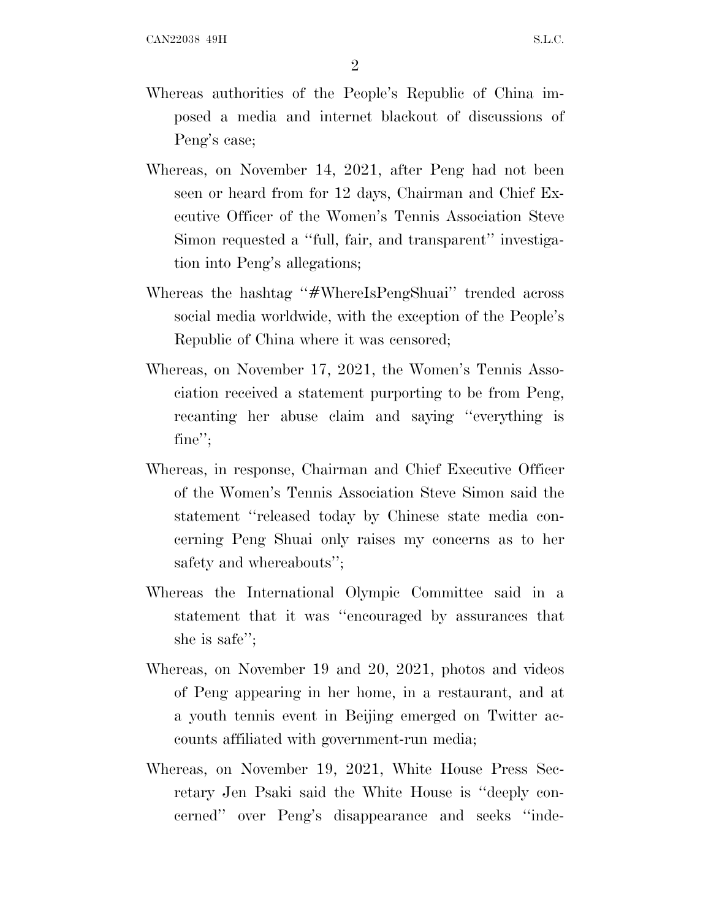Whereas authorities of the People's Republic of China imposed a media and internet blackout of discussions of Peng's case;

Whereas, on November 14, 2021, after Peng had not been seen or heard from for 12 days, Chairman and Chief Executive Officer of the Women's Tennis Association Steve Simon requested a "full, fair, and transparent" investigation into Peng's allegations;

Whereas the hashtag "#WhereIsPengShuai" trended across social media worldwide, with the exception of the People's Republic of China where it was censored;

Whereas, on November 17, 2021, the Women's Tennis Association received a statement purporting to be from Peng, recanting her abuse claim and saying "everything is fine";

Whereas, in response, Chairman and Chief Executive Officer of the Women's Tennis Association Steve Simon said the statement "released today by Chinese state media concerning Peng Shuai only raises my concerns as to her safety and whereabouts";

Whereas the International Olympic Committee said in a statement that it was "encouraged by assurances that she is safe";

Whereas, on November 19 and 20, 2021, photos and videos of Peng appearing in her home, in a restaurant, and at a youth tennis event in Beijing emerged on Twitter accounts affiliated with government-run media;

Whereas, on November 19, 2021, White House Press Secretary Jen Psaki said the White House is "deeply concerned" over Peng's disappearance and seeks "inde-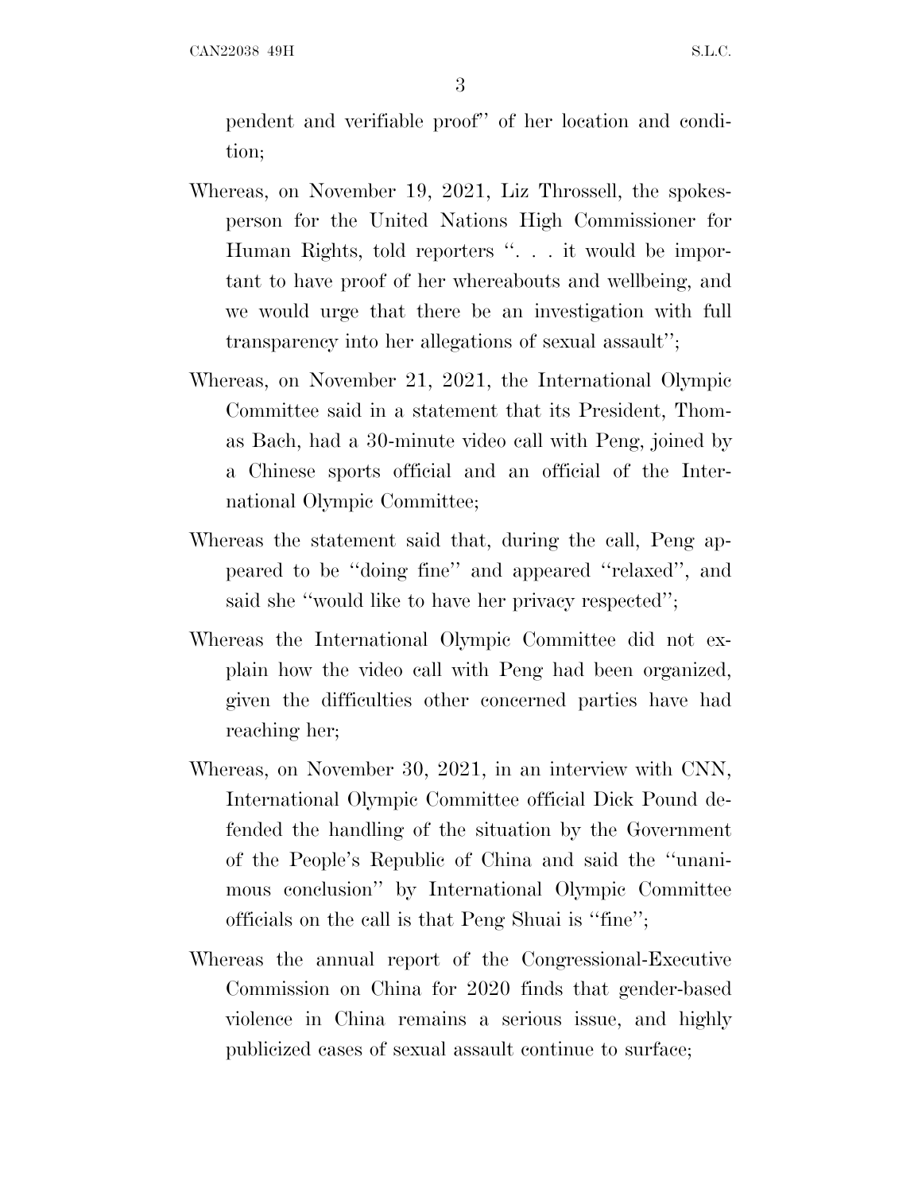pendent and verifiable proof'' of her location and condition;

Whereas, on November 19, 2021, Liz Throssell, the spokesperson for the United Nations High Commissioner for Human Rights, told reporters ''. . . it would be important to have proof of her whereabouts and wellbeing, and we would urge that there be an investigation with full transparency into her allegations of sexual assault'';

Whereas, on November 21, 2021, the International Olympic Committee said in a statement that its President, Thomas Bach, had a 30-minute video call with Peng, joined by a Chinese sports official and an official of the International Olympic Committee;

Whereas the statement said that, during the call, Peng appeared to be ''doing fine'' and appeared ''relaxed'', and said she ''would like to have her privacy respected'';

Whereas the International Olympic Committee did not explain how the video call with Peng had been organized, given the difficulties other concerned parties have had reaching her;

Whereas, on November 30, 2021, in an interview with CNN, International Olympic Committee official Dick Pound defended the handling of the situation by the Government of the People's Republic of China and said the ''unanimous conclusion'' by International Olympic Committee officials on the call is that Peng Shuai is ''fine'';

Whereas the annual report of the Congressional-Executive Commission on China for 2020 finds that gender-based violence in China remains a serious issue, and highly publicized cases of sexual assault continue to surface;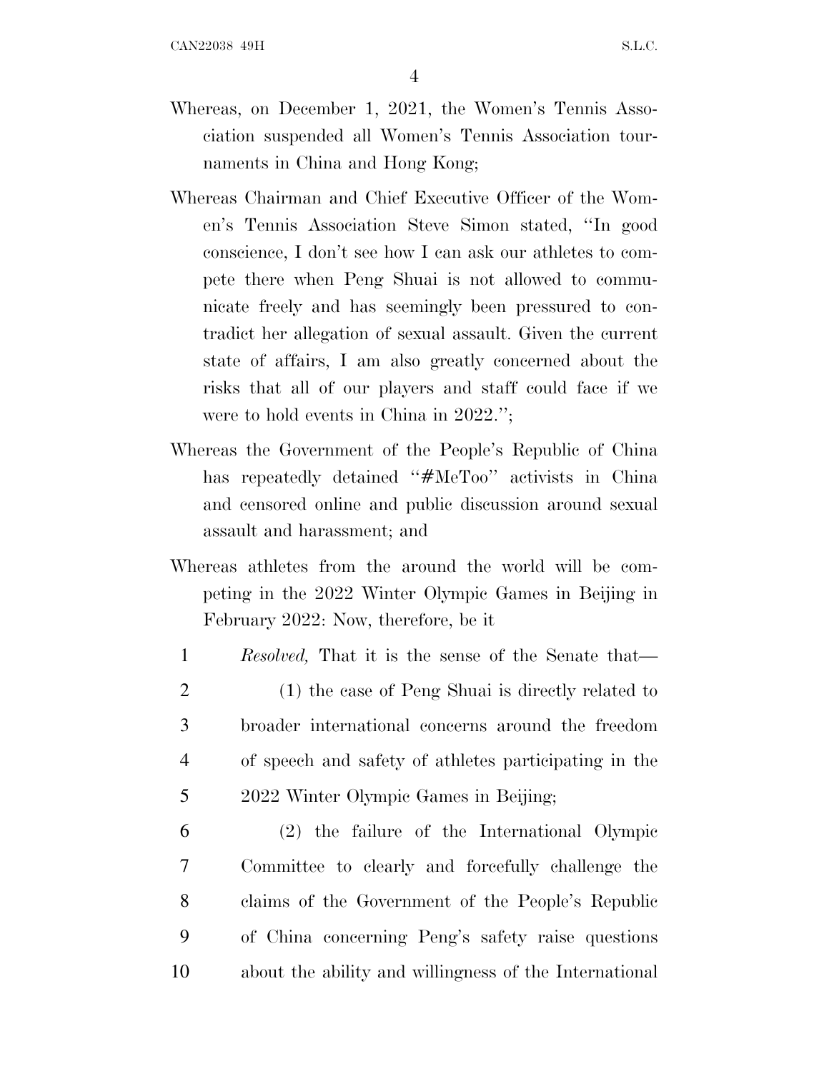Whereas, on December 1, 2021, the Women's Tennis Association suspended all Women's Tennis Association tournaments in China and Hong Kong;

Whereas Chairman and Chief Executive Officer of the Women's Tennis Association Steve Simon stated, "In good conscience, I don't see how I can ask our athletes to compete there when Peng Shuai is not allowed to communicate freely and has seemingly been pressured to contradict her allegation of sexual assault. Given the current state of affairs, I am also greatly concerned about the risks that all of our players and staff could face if we were to hold events in China in 2022.";

Whereas the Government of the People's Republic of China has repeatedly detained "#MeToo" activists in China and censored online and public discussion around sexual assault and harassment; and

Whereas athletes from the around the world will be competing in the 2022 Winter Olympic Games in Beijing in February 2022: Now, therefore, be it

1 *Resolved,* That it is the sense of the Senate that—

2 (1) the case of Peng Shuai is directly related to
3 broader international concerns around the freedom
4 of speech and safety of athletes participating in the
5 2022 Winter Olympic Games in Beijing;

6 (2) the failure of the International Olympic
7 Committee to clearly and forcefully challenge the
8 claims of the Government of the People's Republic
9 of China concerning Peng's safety raise questions
10 about the ability and willingness of the International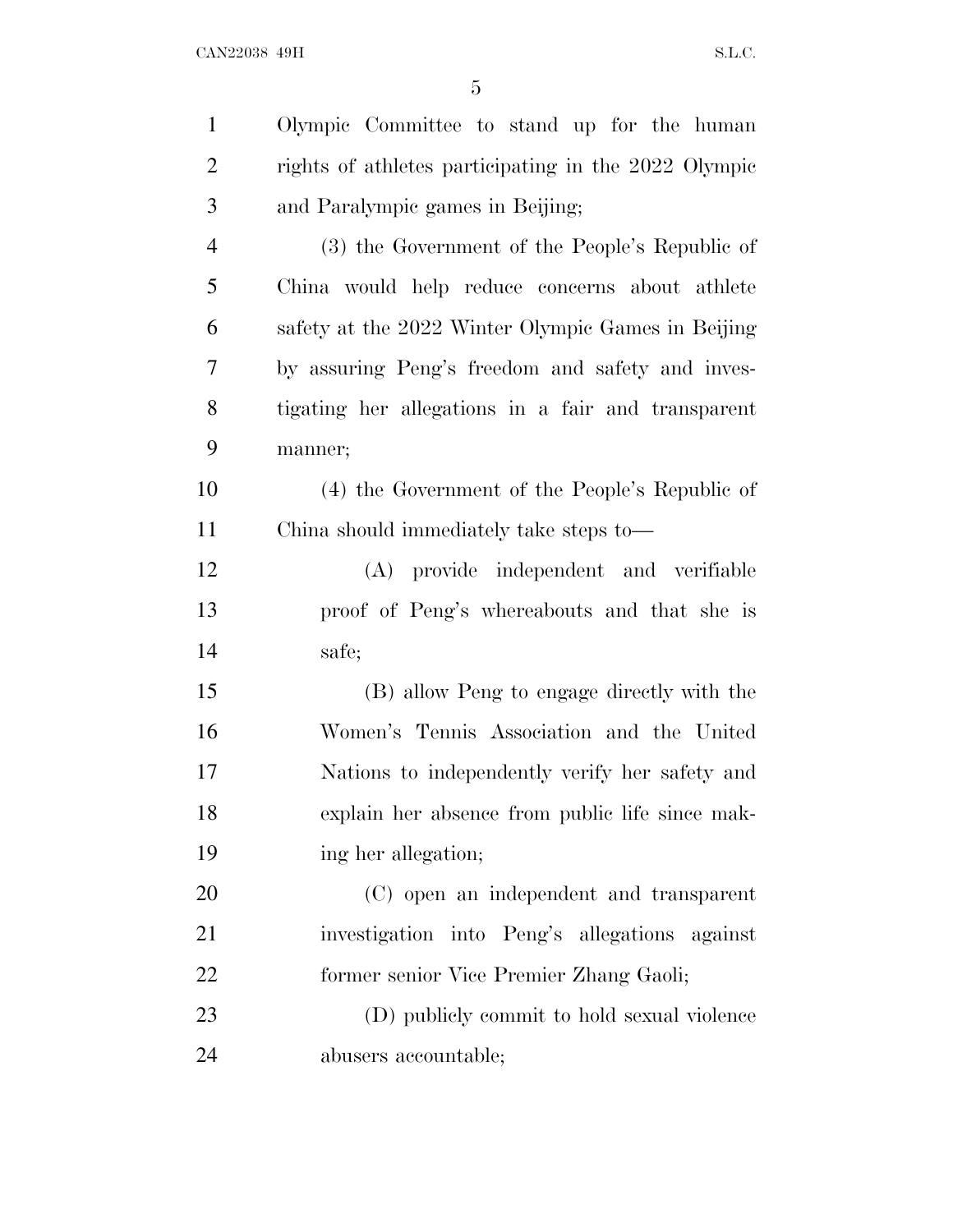Olympic Committee to stand up for the human rights of athletes participating in the 2022 Olympic and Paralympic games in Beijing;

(3) the Government of the People's Republic of China would help reduce concerns about athlete safety at the 2022 Winter Olympic Games in Beijing by assuring Peng's freedom and safety and investigating her allegations in a fair and transparent manner;

(4) the Government of the People's Republic of China should immediately take steps to—

(A) provide independent and verifiable proof of Peng's whereabouts and that she is safe;

(B) allow Peng to engage directly with the Women's Tennis Association and the United Nations to independently verify her safety and explain her absence from public life since making her allegation;

(C) open an independent and transparent investigation into Peng's allegations against former senior Vice Premier Zhang Gaoli;

(D) publicly commit to hold sexual violence abusers accountable;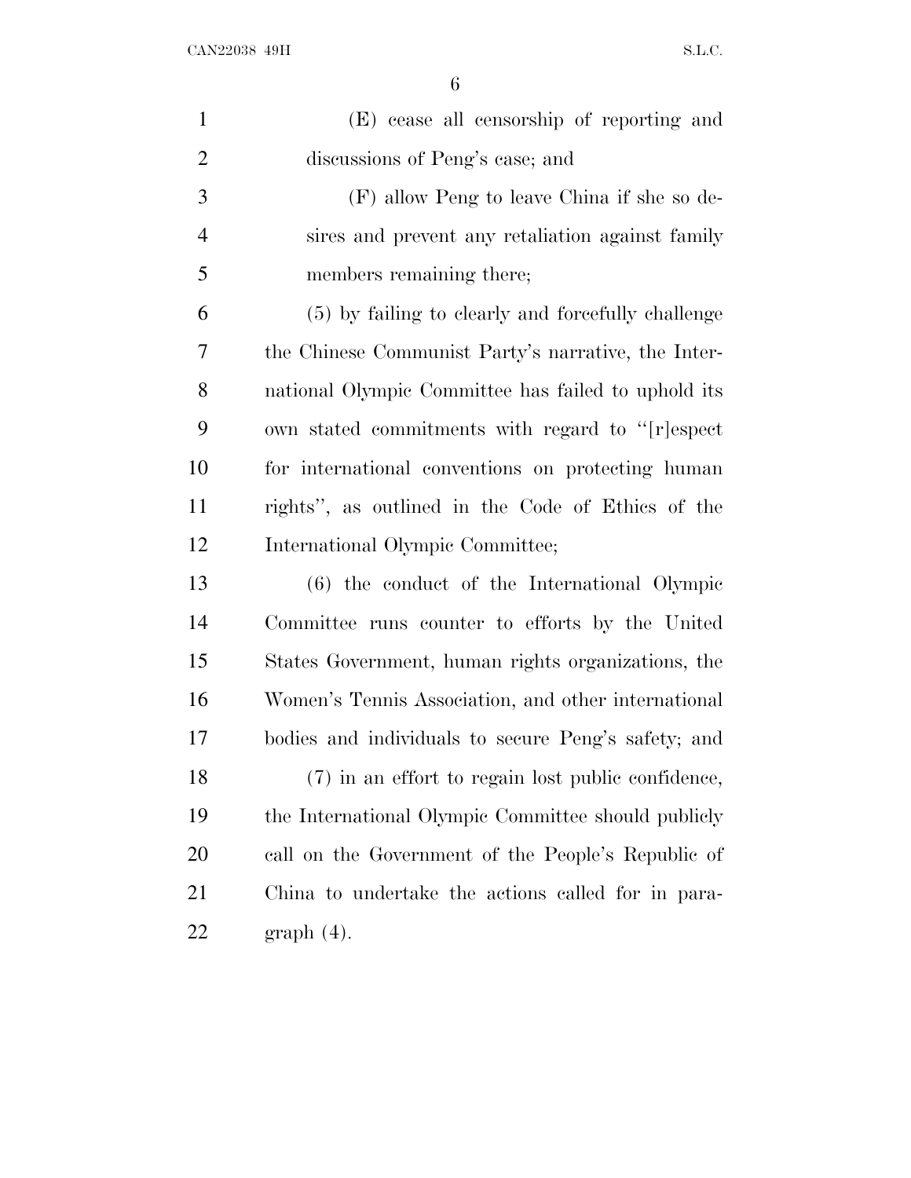(E) cease all censorship of reporting and discussions of Peng's case; and

(F) allow Peng to leave China if she so desires and prevent any retaliation against family members remaining there;

(5) by failing to clearly and forcefully challenge the Chinese Communist Party's narrative, the International Olympic Committee has failed to uphold its own stated commitments with regard to "[r]espect for international conventions on protecting human rights", as outlined in the Code of Ethics of the International Olympic Committee;

(6) the conduct of the International Olympic Committee runs counter to efforts by the United States Government, human rights organizations, the Women's Tennis Association, and other international bodies and individuals to secure Peng's safety; and

(7) in an effort to regain lost public confidence, the International Olympic Committee should publicly call on the Government of the People's Republic of China to undertake the actions called for in paragraph (4).